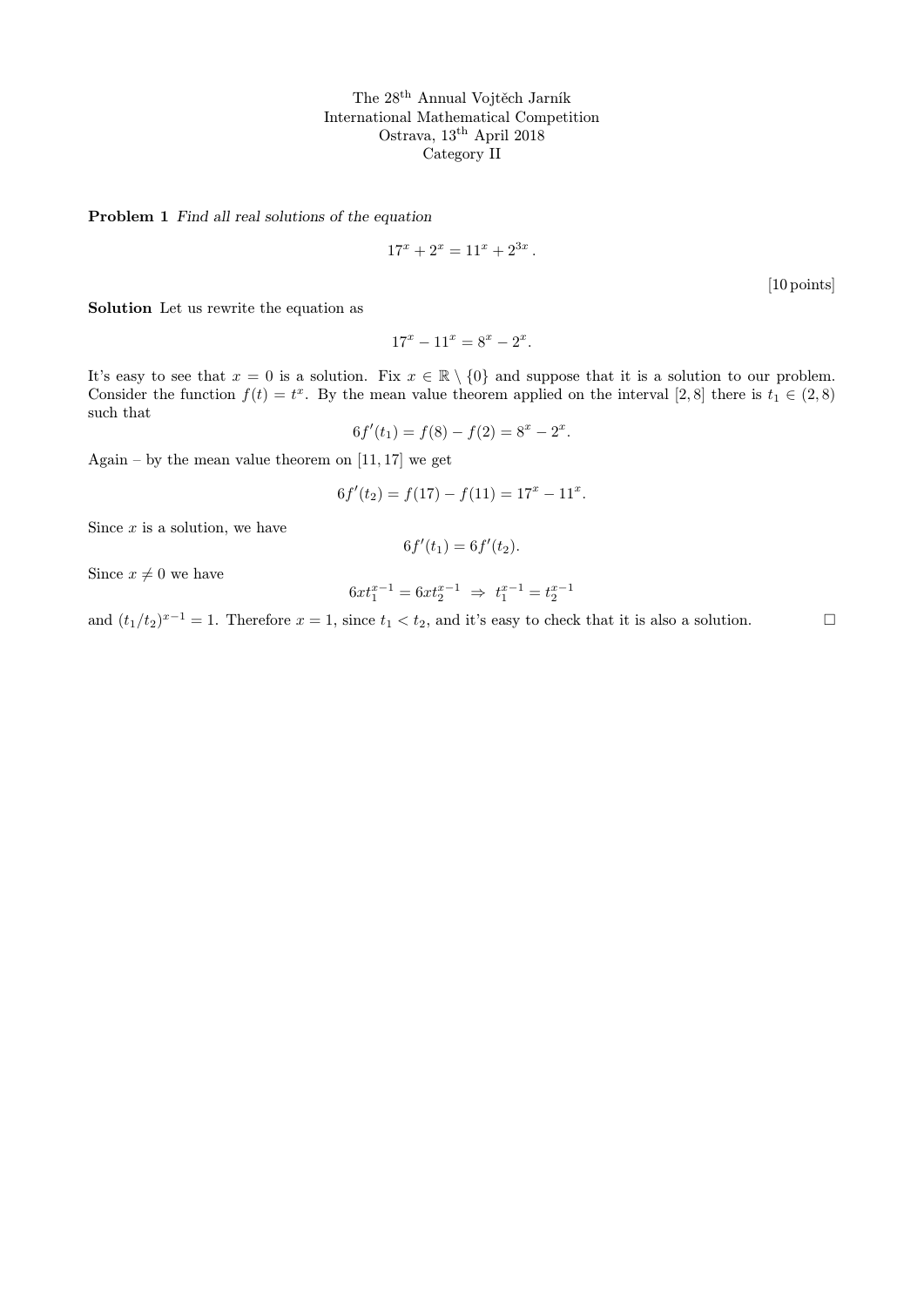The 28th Annual Vojtěch Jarník
International Mathematical Competition
Ostrava, 13th April 2018
Category II

**Problem 1** *Find all real solutions of the equation*

$$17^x + 2^x = 11^x + 2^{3x}.$$

[10 points]

**Solution** Let us rewrite the equation as

$$17^x - 11^x = 8^x - 2^x.$$

It's easy to see that $x = 0$ is a solution. Fix $x \in \mathbb{R} \setminus \{0\}$ and suppose that it is a solution to our problem. Consider the function $f(t) = t^x$. By the mean value theorem applied on the interval $[2, 8]$ there is $t_1 \in (2, 8)$ such that

$$6f'(t_1) = f(8) - f(2) = 8^x - 2^x.$$

Again – by the mean value theorem on $[11, 17]$ we get

$$6f'(t_2) = f(17) - f(11) = 17^x - 11^x.$$

Since $x$ is a solution, we have

$$6f'(t_1) = 6f'(t_2).$$

Since $x \neq 0$ we have

$$6xt_1^{x-1} = 6xt_2^{x-1} \Rightarrow t_1^{x-1} = t_2^{x-1}$$

and $(t_1/t_2)^{x-1} = 1$. Therefore $x = 1$, since $t_1 < t_2$, and it's easy to check that it is also a solution. □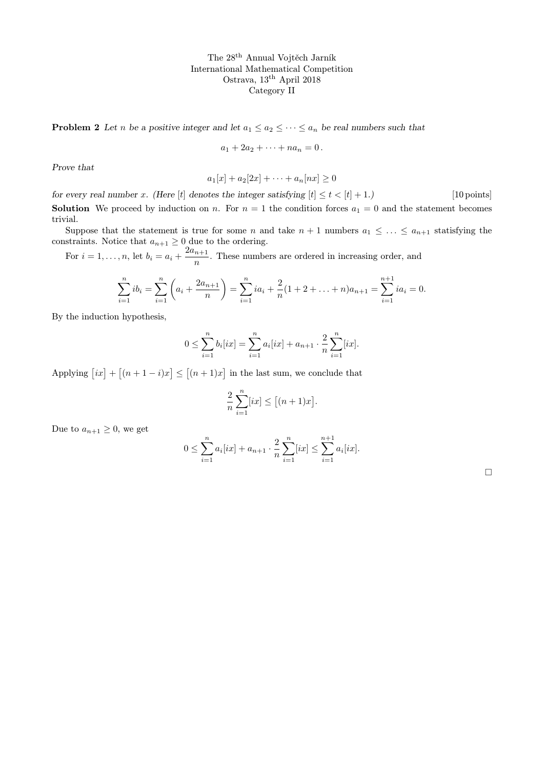The 28[th] Annual Vojtěch Jarník
International Mathematical Competition
Ostrava, 13[th] April 2018
Category II

**Problem 2** *Let $n$ be a positive integer and let $a_1 \le a_2 \le \cdots \le a_n$ be real numbers such that*

$$a_1 + 2a_2 + \cdots + na_n = 0\,.$$

*Prove that*

$$a_1[x] + a_2[2x] + \cdots + a_n[nx] \ge 0$$

*for every real number $x$. (Here $[t]$ denotes the integer satisfying $[t] \le t < [t]+1$.)* [10 points]

**Solution** We proceed by induction on $n$. For $n = 1$ the condition forces $a_1 = 0$ and the statement becomes trivial.

Suppose that the statement is true for some $n$ and take $n+1$ numbers $a_1 \le \ldots \le a_{n+1}$ satisfying the constraints. Notice that $a_{n+1} \ge 0$ due to the ordering.

For $i = 1, \ldots, n$, let $b_i = a_i + \dfrac{2a_{n+1}}{n}$. These numbers are ordered in increasing order, and

$$\sum_{i=1}^{n} ib_i = \sum_{i=1}^{n}\left(a_i + \frac{2a_{n+1}}{n}\right) = \sum_{i=1}^{n} ia_i + \frac{2}{n}(1+2+\ldots+n)a_{n+1} = \sum_{i=1}^{n+1} ia_i = 0.$$

By the induction hypothesis,

$$0 \le \sum_{i=1}^{n} b_i[ix] = \sum_{i=1}^{n} a_i[ix] + a_{n+1}\cdot\frac{2}{n}\sum_{i=1}^{n}[ix].$$

Applying $\big[ix\big] + \big[(n+1-i)x\big] \le \big[(n+1)x\big]$ in the last sum, we conclude that

$$\frac{2}{n}\sum_{i=1}^{n}[ix] \le \big[(n+1)x\big].$$

Due to $a_{n+1} \ge 0$, we get

$$0 \le \sum_{i=1}^{n} a_i[ix] + a_{n+1}\cdot\frac{2}{n}\sum_{i=1}^{n}[ix] \le \sum_{i=1}^{n+1} a_i[ix].$$

□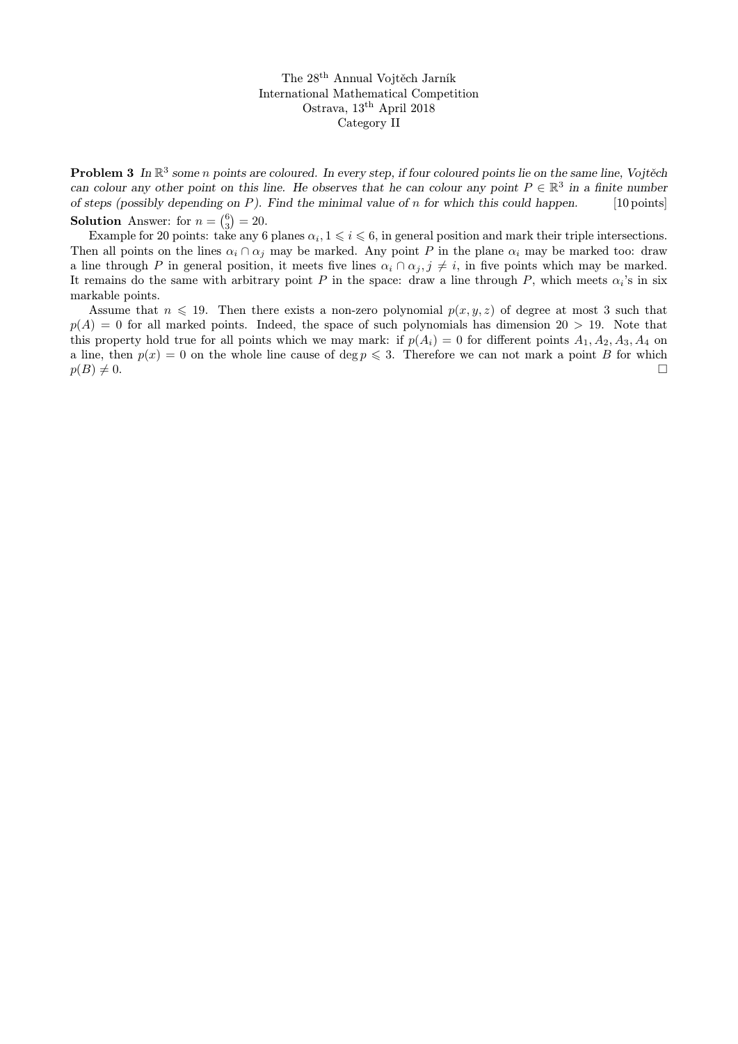The 28[th] Annual Vojtěch Jarník
International Mathematical Competition
Ostrava, 13[th] April 2018
Category II

**Problem 3** *In $\mathbb{R}^3$ some $n$ points are coloured. In every step, if four coloured points lie on the same line, Vojtěch can colour any other point on this line. He observes that he can colour any point $P \in \mathbb{R}^3$ in a finite number of steps (possibly depending on $P$). Find the minimal value of $n$ for which this could happen.* [10 points]

**Solution** Answer: for $n = \binom{6}{3} = 20$.

Example for 20 points: take any 6 planes $\alpha_i, 1 \leqslant i \leqslant 6$, in general position and mark their triple intersections. Then all points on the lines $\alpha_i \cap \alpha_j$ may be marked. Any point $P$ in the plane $\alpha_i$ may be marked too: draw a line through $P$ in general position, it meets five lines $\alpha_i \cap \alpha_j, j \neq i$, in five points which may be marked. It remains do the same with arbitrary point $P$ in the space: draw a line through $P$, which meets $\alpha_i$'s in six markable points.

Assume that $n \leqslant 19$. Then there exists a non-zero polynomial $p(x, y, z)$ of degree at most 3 such that $p(A) = 0$ for all marked points. Indeed, the space of such polynomials has dimension $20 > 19$. Note that this property hold true for all points which we may mark: if $p(A_i) = 0$ for different points $A_1, A_2, A_3, A_4$ on a line, then $p(x) = 0$ on the whole line cause of $\deg p \leqslant 3$. Therefore we can not mark a point $B$ for which $p(B) \neq 0$. $\square$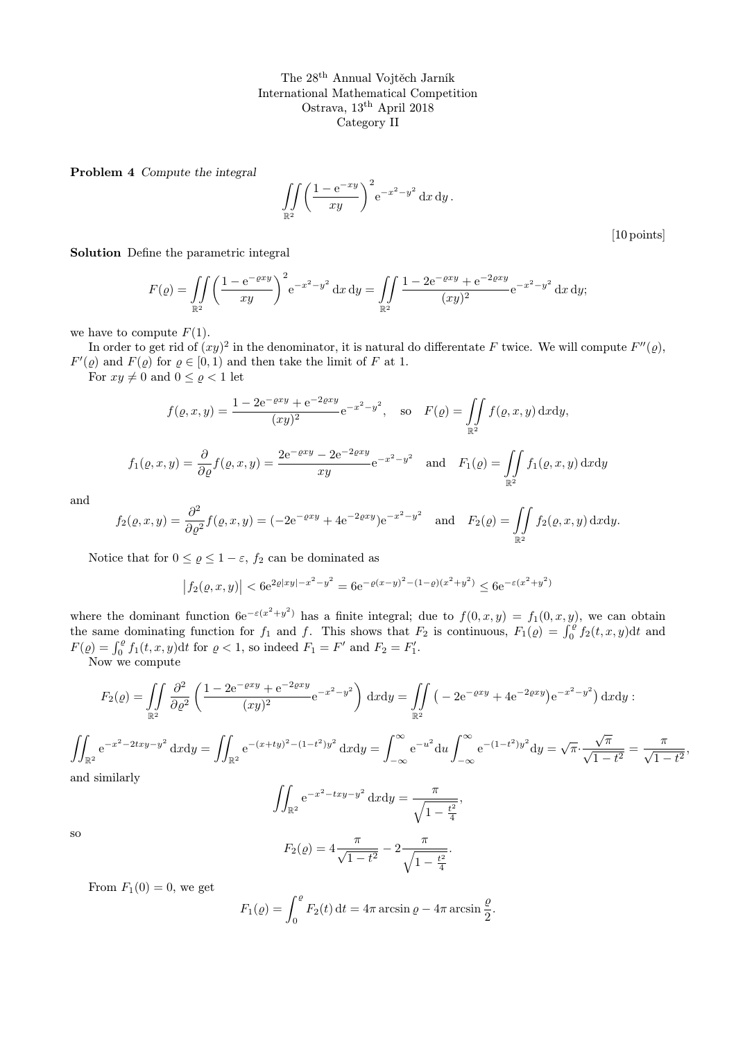The 28[th] Annual Vojtěch Jarník International Mathematical Competition
Ostrava, 13[th] April 2018
Category II

**Problem 4** *Compute the integral*

$$\iint_{\mathbb{R}^2} \left(\frac{1-\mathrm{e}^{-xy}}{xy}\right)^2 \mathrm{e}^{-x^2-y^2}\,\mathrm{d}x\,\mathrm{d}y\,.$$

[10 points]

**Solution** Define the parametric integral

$$F(\varrho) = \iint_{\mathbb{R}^2} \left(\frac{1-\mathrm{e}^{-\varrho xy}}{xy}\right)^2 \mathrm{e}^{-x^2-y^2}\,\mathrm{d}x\,\mathrm{d}y = \iint_{\mathbb{R}^2} \frac{1-2\mathrm{e}^{-\varrho xy}+\mathrm{e}^{-2\varrho xy}}{(xy)^2}\mathrm{e}^{-x^2-y^2}\,\mathrm{d}x\,\mathrm{d}y;$$

we have to compute $F(1)$.

In order to get rid of $(xy)^2$ in the denominator, it is natural do differentate $F$ twice. We will compute $F''(\varrho)$, $F'(\varrho)$ and $F(\varrho)$ for $\varrho \in [0,1)$ and then take the limit of $F$ at 1.

For $xy \neq 0$ and $0 \le \varrho < 1$ let

$$f(\varrho,x,y) = \frac{1-2\mathrm{e}^{-\varrho xy}+\mathrm{e}^{-2\varrho xy}}{(xy)^2}\mathrm{e}^{-x^2-y^2}, \quad \text{so} \quad F(\varrho) = \iint_{\mathbb{R}^2} f(\varrho,x,y)\,\mathrm{d}x\mathrm{d}y,$$

$$f_1(\varrho,x,y) = \frac{\partial}{\partial\varrho} f(\varrho,x,y) = \frac{2\mathrm{e}^{-\varrho xy}-2\mathrm{e}^{-2\varrho xy}}{xy}\mathrm{e}^{-x^2-y^2} \quad \text{and} \quad F_1(\varrho) = \iint_{\mathbb{R}^2} f_1(\varrho,x,y)\,\mathrm{d}x\mathrm{d}y$$

and

$$f_2(\varrho,x,y) = \frac{\partial^2}{\partial\varrho^2} f(\varrho,x,y) = (-2\mathrm{e}^{-\varrho xy}+4\mathrm{e}^{-2\varrho xy})\mathrm{e}^{-x^2-y^2} \quad \text{and} \quad F_2(\varrho) = \iint_{\mathbb{R}^2} f_2(\varrho,x,y)\,\mathrm{d}x\mathrm{d}y.$$

Notice that for $0 \le \varrho \le 1-\varepsilon$, $f_2$ can be dominated as

$$\left|f_2(\varrho,x,y)\right| < 6\mathrm{e}^{2\varrho|xy|-x^2-y^2} = 6\mathrm{e}^{-\varrho(x-y)^2-(1-\varrho)(x^2+y^2)} \le 6\mathrm{e}^{-\varepsilon(x^2+y^2)}$$

where the dominant function $6\mathrm{e}^{-\varepsilon(x^2+y^2)}$ has a finite integral; due to $f(0,x,y) = f_1(0,x,y)$, we can obtain the same dominating function for $f_1$ and $f$. This shows that $F_2$ is continuous, $F_1(\varrho) = \int_0^\varrho f_2(t,x,y)\mathrm{d}t$ and $F(\varrho) = \int_0^\varrho f_1(t,x,y)\mathrm{d}t$ for $\varrho < 1$, so indeed $F_1 = F'$ and $F_2 = F_1'$.

Now we compute

$$F_2(\varrho) = \iint_{\mathbb{R}^2} \frac{\partial^2}{\partial\varrho^2}\left(\frac{1-2\mathrm{e}^{-\varrho xy}+\mathrm{e}^{-2\varrho xy}}{(xy)^2}\mathrm{e}^{-x^2-y^2}\right)\mathrm{d}x\mathrm{d}y = \iint_{\mathbb{R}^2} \left(-2\mathrm{e}^{-\varrho xy}+4\mathrm{e}^{-2\varrho xy}\right)\mathrm{e}^{-x^2-y^2}\right)\mathrm{d}x\mathrm{d}y:$$

$$\iint_{\mathbb{R}^2} \mathrm{e}^{-x^2-2txy-y^2}\,\mathrm{d}x\mathrm{d}y = \iint_{\mathbb{R}^2} \mathrm{e}^{-(x+ty)^2-(1-t^2)y^2}\,\mathrm{d}x\mathrm{d}y = \int_{-\infty}^{\infty}\mathrm{e}^{-u^2}\mathrm{d}u\int_{-\infty}^{\infty}\mathrm{e}^{-(1-t^2)y^2}\mathrm{d}y = \sqrt{\pi}\cdot\frac{\sqrt{\pi}}{\sqrt{1-t^2}} = \frac{\pi}{\sqrt{1-t^2}},$$

and similarly

$$\iint_{\mathbb{R}^2} \mathrm{e}^{-x^2-txy-y^2}\,\mathrm{d}x\mathrm{d}y = \frac{\pi}{\sqrt{1-\frac{t^2}{4}}},$$

so

$$F_2(\varrho) = 4\frac{\pi}{\sqrt{1-t^2}} - 2\frac{\pi}{\sqrt{1-\frac{t^2}{4}}}.$$

From $F_1(0) = 0$, we get

$$F_1(\varrho) = \int_0^\varrho F_2(t)\,\mathrm{d}t = 4\pi\arcsin\varrho - 4\pi\arcsin\frac{\varrho}{2}.$$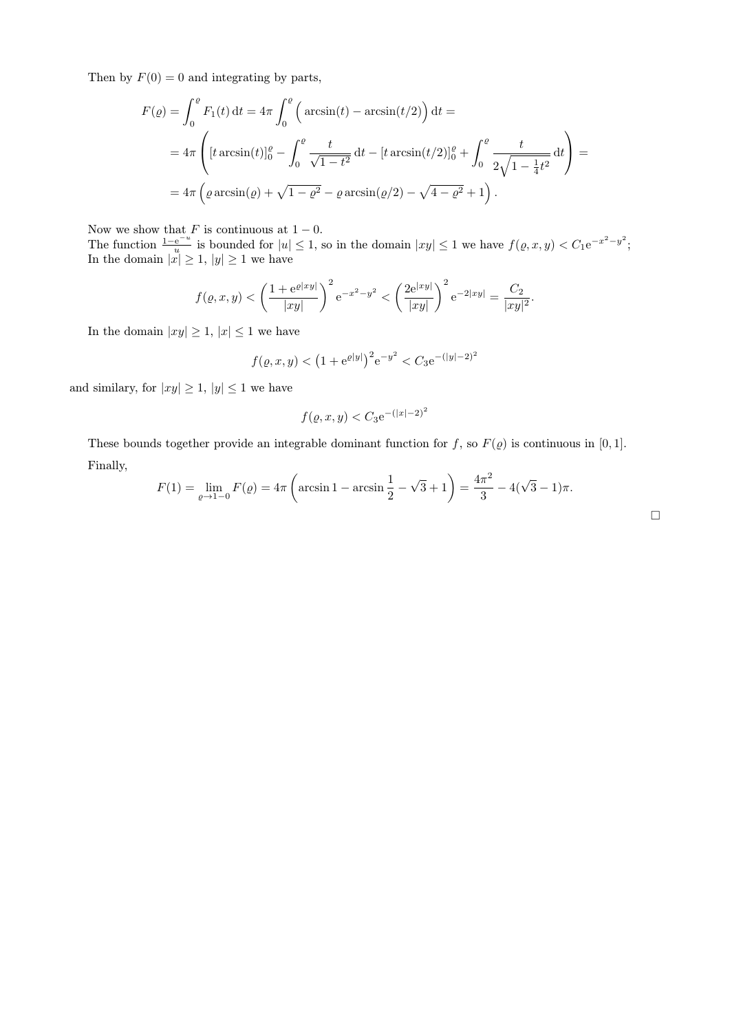Then by $F(0)=0$ and integrating by parts,

$$
\begin{aligned}
F(\varrho) &= \int_0^\varrho F_1(t)\,\mathrm{d}t = 4\pi \int_0^\varrho \Big(\arcsin(t) - \arcsin(t/2)\Big)\,\mathrm{d}t = \\
&= 4\pi \left( [t\arcsin(t)]_0^\varrho - \int_0^\varrho \frac{t}{\sqrt{1-t^2}}\,\mathrm{d}t - [t\arcsin(t/2)]_0^\varrho + \int_0^\varrho \frac{t}{2\sqrt{1-\frac{1}{4}t^2}}\,\mathrm{d}t \right) = \\
&= 4\pi \left( \varrho\arcsin(\varrho) + \sqrt{1-\varrho^2} - \varrho\arcsin(\varrho/2) - \sqrt{4-\varrho^2} + 1 \right).
\end{aligned}
$$

Now we show that $F$ is continuous at $1-0$.
The function $\frac{1-\mathrm{e}^{-u}}{u}$ is bounded for $|u|\le 1$, so in the domain $|xy|\le 1$ we have $f(\varrho,x,y) < C_1\mathrm{e}^{-x^2-y^2}$;
In the domain $|x|\ge 1$, $|y|\ge 1$ we have

$$
f(\varrho,x,y) < \left(\frac{1+\mathrm{e}^{\varrho|xy|}}{|xy|}\right)^2 \mathrm{e}^{-x^2-y^2} < \left(\frac{2\mathrm{e}^{|xy|}}{|xy|}\right)^2 \mathrm{e}^{-2|xy|} = \frac{C_2}{|xy|^2}.
$$

In the domain $|xy|\ge 1$, $|x|\le 1$ we have

$$
f(\varrho,x,y) < \left(1+\mathrm{e}^{\varrho|y|}\right)^2 \mathrm{e}^{-y^2} < C_3\mathrm{e}^{-(|y|-2)^2}
$$

and similary, for $|xy|\ge 1$, $|y|\le 1$ we have

$$
f(\varrho,x,y) < C_3\mathrm{e}^{-(|x|-2)^2}
$$

These bounds together provide an integrable dominant function for $f$, so $F(\varrho)$ is continuous in $[0,1]$.

Finally,

$$
F(1) = \lim_{\varrho\to 1-0} F(\varrho) = 4\pi\left(\arcsin 1 - \arcsin\frac{1}{2} - \sqrt{3} + 1\right) = \frac{4\pi^2}{3} - 4(\sqrt{3}-1)\pi.
$$

□